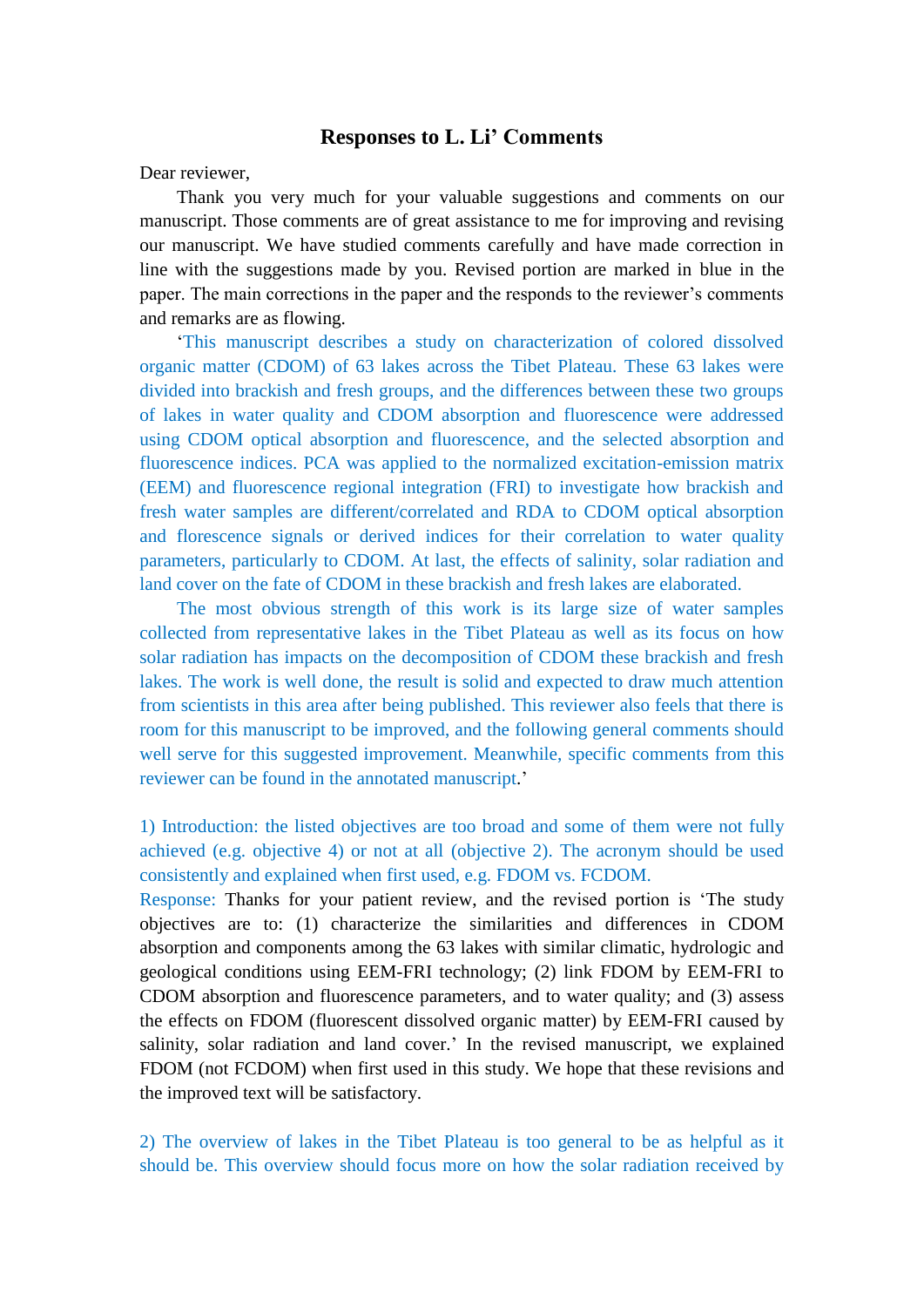# Responses to L. Li' Comments

Dear reviewer,

Thank you very much for your valuable suggestions and comments on our manuscript. Those comments are of great assistance to me for improving and revising our manuscript. We have studied comments carefully and have made correction in line with the suggestions made by you. Revised portion are marked in blue in the paper. The main corrections in the paper and the responds to the reviewer's comments and remarks are as flowing.

'This manuscript describes a study on characterization of colored dissolved organic matter (CDOM) of 63 lakes across the Tibet Plateau. These 63 lakes were divided into brackish and fresh groups, and the differences between these two groups of lakes in water quality and CDOM absorption and fluorescence were addressed using CDOM optical absorption and fluorescence, and the selected absorption and fluorescence indices. PCA was applied to the normalized excitation-emission matrix (EEM) and fluorescence regional integration (FRI) to investigate how brackish and fresh water samples are different/correlated and RDA to CDOM optical absorption and florescence signals or derived indices for their correlation to water quality parameters, particularly to CDOM. At last, the effects of salinity, solar radiation and land cover on the fate of CDOM in these brackish and fresh lakes are elaborated.

The most obvious strength of this work is its large size of water samples collected from representative lakes in the Tibet Plateau as well as its focus on how solar radiation has impacts on the decomposition of CDOM these brackish and fresh lakes. The work is well done, the result is solid and expected to draw much attention from scientists in this area after being published. This reviewer also feels that there is room for this manuscript to be improved, and the following general comments should well serve for this suggested improvement. Meanwhile, specific comments from this reviewer can be found in the annotated manuscript.'

1) Introduction: the listed objectives are too broad and some of them were not fully achieved (e.g. objective 4) or not at all (objective 2). The acronym should be used consistently and explained when first used, e.g. FDOM vs. FCDOM.

Response: Thanks for your patient review, and the revised portion is 'The study objectives are to: (1) characterize the similarities and differences in CDOM absorption and components among the 63 lakes with similar climatic, hydrologic and geological conditions using EEM-FRI technology; (2) link FDOM by EEM-FRI to CDOM absorption and fluorescence parameters, and to water quality; and (3) assess the effects on FDOM (fluorescent dissolved organic matter) by EEM-FRI caused by salinity, solar radiation and land cover.' In the revised manuscript, we explained FDOM (not FCDOM) when first used in this study. We hope that these revisions and the improved text will be satisfactory.

2) The overview of lakes in the Tibet Plateau is too general to be as helpful as it should be. This overview should focus more on how the solar radiation received by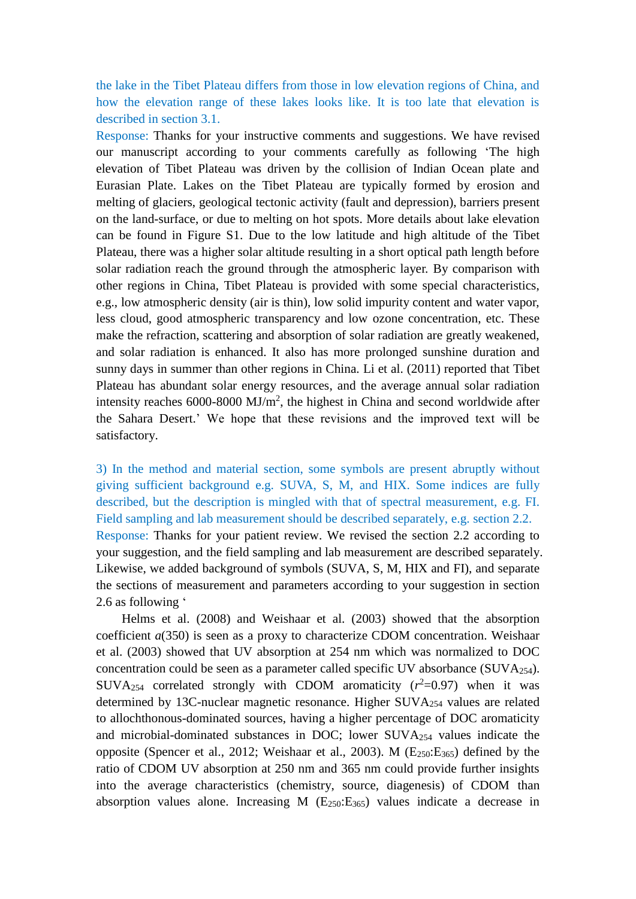the lake in the Tibet Plateau differs from those in low elevation regions of China, and how the elevation range of these lakes looks like. It is too late that elevation is described in section 3.1.

Response: Thanks for your instructive comments and suggestions. We have revised our manuscript according to your comments carefully as following 'The high elevation of Tibet Plateau was driven by the collision of Indian Ocean plate and Eurasian Plate. Lakes on the Tibet Plateau are typically formed by erosion and melting of glaciers, geological tectonic activity (fault and depression), barriers present on the land-surface, or due to melting on hot spots. More details about lake elevation can be found in Figure S1. Due to the low latitude and high altitude of the Tibet Plateau, there was a higher solar altitude resulting in a short optical path length before solar radiation reach the ground through the atmospheric layer. By comparison with other regions in China, Tibet Plateau is provided with some special characteristics, e.g., low atmospheric density (air is thin), low solid impurity content and water vapor, less cloud, good atmospheric transparency and low ozone concentration, etc. These make the refraction, scattering and absorption of solar radiation are greatly weakened, and solar radiation is enhanced. It also has more prolonged sunshine duration and sunny days in summer than other regions in China. Li et al. (2011) reported that Tibet Plateau has abundant solar energy resources, and the average annual solar radiation intensity reaches 6000-8000 $MJ/m^2$, the highest in China and second worldwide after the Sahara Desert.' We hope that these revisions and the improved text will be satisfactory.

3) In the method and material section, some symbols are present abruptly without giving sufficient background e.g. SUVA, S, M, and HIX. Some indices are fully described, but the description is mingled with that of spectral measurement, e.g. FI. Field sampling and lab measurement should be described separately, e.g. section 2.2.

Response: Thanks for your patient review. We revised the section 2.2 according to your suggestion, and the field sampling and lab measurement are described separately. Likewise, we added background of symbols (SUVA, S, M, HIX and FI), and separate the sections of measurement and parameters according to your suggestion in section 2.6 as following '

Helms et al. (2008) and Weishaar et al. (2003) showed that the absorption coefficient *a*(350) is seen as a proxy to characterize CDOM concentration. Weishaar et al. (2003) showed that UV absorption at 254 nm which was normalized to DOC concentration could be seen as a parameter called specific UV absorbance ($SUVA_{254}$). $SUVA_{254}$ correlated strongly with CDOM aromaticity ($r^2$=0.97) when it was determined by 13C-nuclear magnetic resonance. Higher $SUVA_{254}$ values are related to allochthonous-dominated sources, having a higher percentage of DOC aromaticity and microbial-dominated substances in DOC; lower $SUVA_{254}$ values indicate the opposite (Spencer et al., 2012; Weishaar et al., 2003). M ($E_{250}$:$E_{365}$) defined by the ratio of CDOM UV absorption at 250 nm and 365 nm could provide further insights into the average characteristics (chemistry, source, diagenesis) of CDOM than absorption values alone. Increasing M ($E_{250}$:$E_{365}$) values indicate a decrease in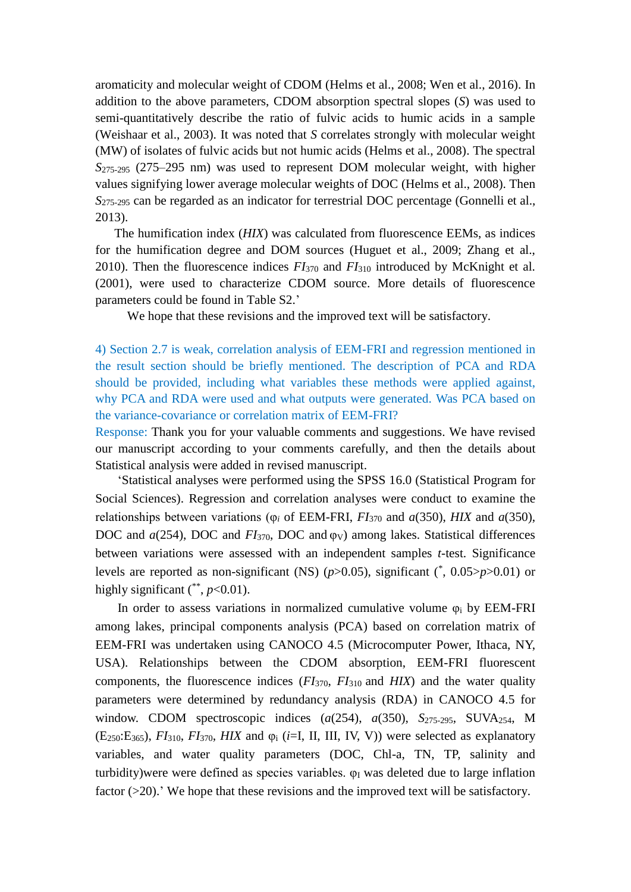aromaticity and molecular weight of CDOM (Helms et al., 2008; Wen et al., 2016). In addition to the above parameters, CDOM absorption spectral slopes (*S*) was used to semi-quantitatively describe the ratio of fulvic acids to humic acids in a sample (Weishaar et al., 2003). It was noted that *S* correlates strongly with molecular weight (MW) of isolates of fulvic acids but not humic acids (Helms et al., 2008). The spectral $S_{275\text{-}295}$ (275–295 nm) was used to represent DOM molecular weight, with higher values signifying lower average molecular weights of DOC (Helms et al., 2008). Then $S_{275\text{-}295}$ can be regarded as an indicator for terrestrial DOC percentage (Gonnelli et al., 2013).

The humification index (*HIX*) was calculated from fluorescence EEMs, as indices for the humification degree and DOM sources (Huguet et al., 2009; Zhang et al., 2010). Then the fluorescence indices $FI_{370}$ and $FI_{310}$ introduced by McKnight et al. (2001), were used to characterize CDOM source. More details of fluorescence parameters could be found in Table S2.'

We hope that these revisions and the improved text will be satisfactory.

4) Section 2.7 is weak, correlation analysis of EEM-FRI and regression mentioned in the result section should be briefly mentioned. The description of PCA and RDA should be provided, including what variables these methods were applied against, why PCA and RDA were used and what outputs were generated. Was PCA based on the variance-covariance or correlation matrix of EEM-FRI?

Response: Thank you for your valuable comments and suggestions. We have revised our manuscript according to your comments carefully, and then the details about Statistical analysis were added in revised manuscript.

'Statistical analyses were performed using the SPSS 16.0 (Statistical Program for Social Sciences). Regression and correlation analyses were conduct to examine the relationships between variations ($\varphi_i$ of EEM-FRI, $FI_{370}$ and $a(350)$, *HIX* and $a(350)$, DOC and $a(254)$, DOC and $FI_{370}$, DOC and $\varphi_V$) among lakes. Statistical differences between variations were assessed with an independent samples *t*-test. Significance levels are reported as non-significant (NS) ($p>0.05$), significant (*, $0.05>p>0.01$) or highly significant (**, $p<0.01$).

In order to assess variations in normalized cumulative volume $\varphi_i$ by EEM-FRI among lakes, principal components analysis (PCA) based on correlation matrix of EEM-FRI was undertaken using CANOCO 4.5 (Microcomputer Power, Ithaca, NY, USA). Relationships between the CDOM absorption, EEM-FRI fluorescent components, the fluorescence indices ($FI_{370}$, $FI_{310}$ and *HIX*) and the water quality parameters were determined by redundancy analysis (RDA) in CANOCO 4.5 for window. CDOM spectroscopic indices ($a(254)$, $a(350)$, $S_{275\text{-}295}$, $SUVA_{254}$, M ($E_{250}$:$E_{365}$), $FI_{310}$, $FI_{370}$, *HIX* and $\varphi_i$ ($i$=I, II, III, IV, V)) were selected as explanatory variables, and water quality parameters (DOC, Chl-a, TN, TP, salinity and turbidity)were were defined as species variables. $\varphi_I$ was deleted due to large inflation factor (>20).' We hope that these revisions and the improved text will be satisfactory.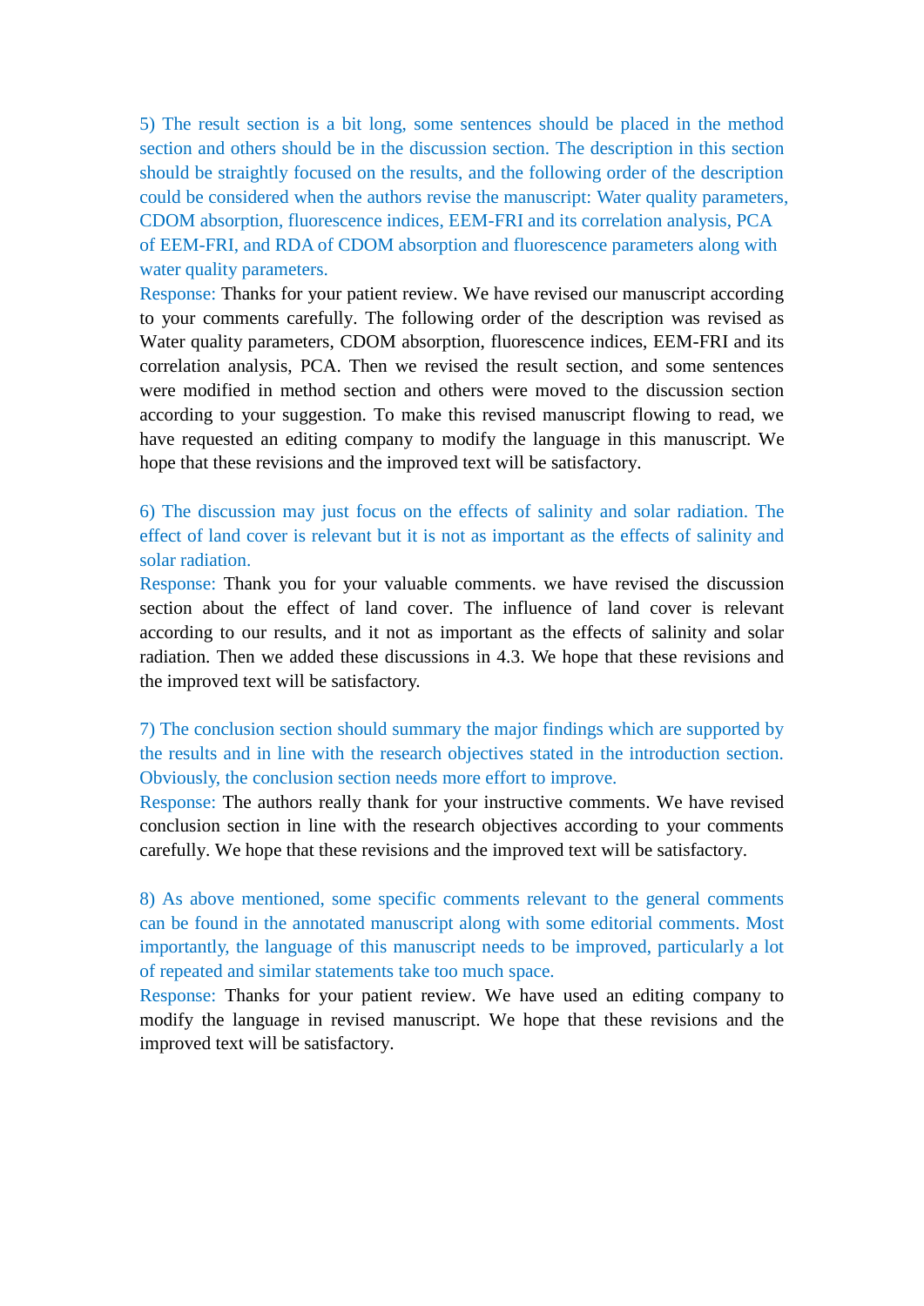5) The result section is a bit long, some sentences should be placed in the method section and others should be in the discussion section. The description in this section should be straightly focused on the results, and the following order of the description could be considered when the authors revise the manuscript: Water quality parameters, CDOM absorption, fluorescence indices, EEM-FRI and its correlation analysis, PCA of EEM-FRI, and RDA of CDOM absorption and fluorescence parameters along with water quality parameters.

Response: Thanks for your patient review. We have revised our manuscript according to your comments carefully. The following order of the description was revised as Water quality parameters, CDOM absorption, fluorescence indices, EEM-FRI and its correlation analysis, PCA. Then we revised the result section, and some sentences were modified in method section and others were moved to the discussion section according to your suggestion. To make this revised manuscript flowing to read, we have requested an editing company to modify the language in this manuscript. We hope that these revisions and the improved text will be satisfactory.

6) The discussion may just focus on the effects of salinity and solar radiation. The effect of land cover is relevant but it is not as important as the effects of salinity and solar radiation.

Response: Thank you for your valuable comments. we have revised the discussion section about the effect of land cover. The influence of land cover is relevant according to our results, and it not as important as the effects of salinity and solar radiation. Then we added these discussions in 4.3. We hope that these revisions and the improved text will be satisfactory.

7) The conclusion section should summary the major findings which are supported by the results and in line with the research objectives stated in the introduction section. Obviously, the conclusion section needs more effort to improve.

Response: The authors really thank for your instructive comments. We have revised conclusion section in line with the research objectives according to your comments carefully. We hope that these revisions and the improved text will be satisfactory.

8) As above mentioned, some specific comments relevant to the general comments can be found in the annotated manuscript along with some editorial comments. Most importantly, the language of this manuscript needs to be improved, particularly a lot of repeated and similar statements take too much space.

Response: Thanks for your patient review. We have used an editing company to modify the language in revised manuscript. We hope that these revisions and the improved text will be satisfactory.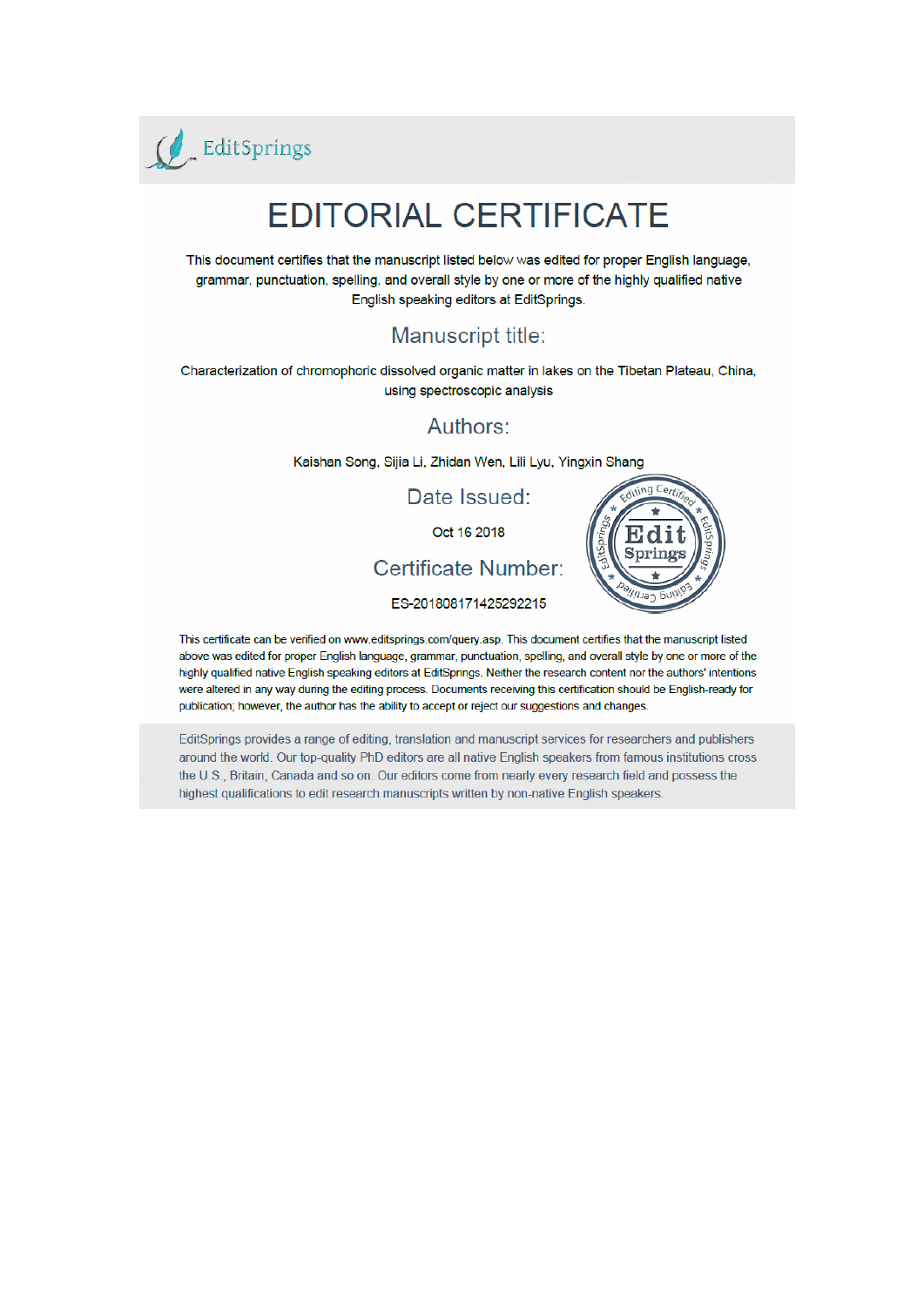EditSprings

# EDITORIAL CERTIFICATE

This document certifies that the manuscript listed below was edited for proper English language, grammar, punctuation, spelling, and overall style by one or more of the highly qualified native English speaking editors at EditSprings.

## Manuscript title:

Characterization of chromophoric dissolved organic matter in lakes on the Tibetan Plateau, China, using spectroscopic analysis

## Authors:

Kaishan Song, Sijia Li, Zhidan Wen, Lili Lyu, Yingxin Shang

## Date Issued:

Oct 16 2018

## Certificate Number:

ES-201808171425292215

This certificate can be verified on www.editsprings.com/query.asp. This document certifies that the manuscript listed above was edited for proper English language, grammar, punctuation, spelling, and overall style by one or more of the highly qualified native English speaking editors at EditSprings. Neither the research content nor the authors' intentions were altered in any way during the editing process. Documents receiving this certification should be English-ready for publication; however, the author has the ability to accept or reject our suggestions and changes.

EditSprings provides a range of editing, translation and manuscript services for researchers and publishers around the world. Our top-quality PhD editors are all native English speakers from famous institutions cross the U.S., Britain, Canada and so on. Our editors come from nearly every research field and possess the highest qualifications to edit research manuscripts written by non-native English speakers.